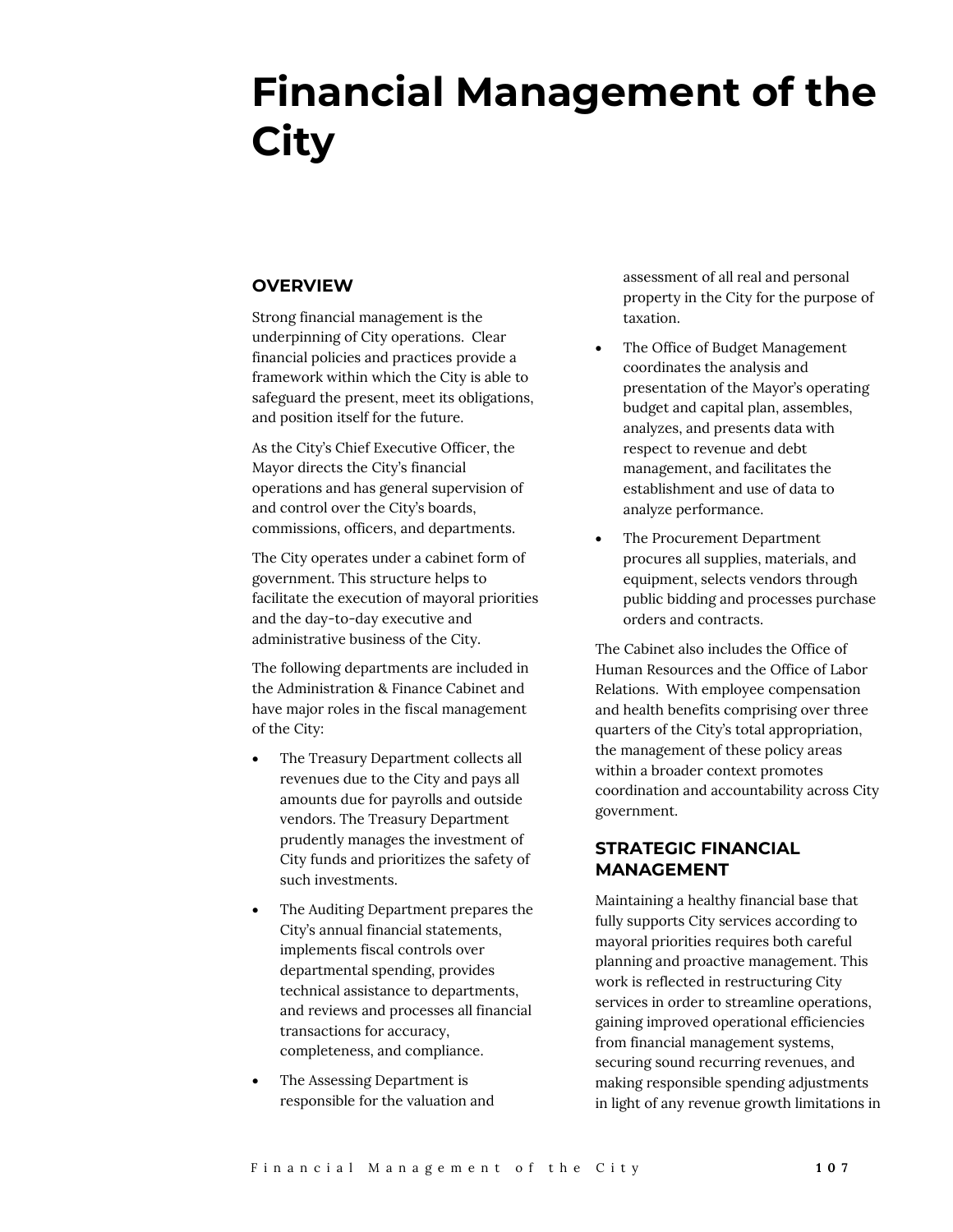# Financial Management of the City

## OVERVIEW

Strong financial management is the underpinning of City operations. Clear financial policies and practices provide a framework within which the City is able to safeguard the present, meet its obligations, and position itself for the future.

As the City's Chief Executive Officer, the Mayor directs the City's financial operations and has general supervision of and control over the City's boards, commissions, officers, and departments.

The City operates under a cabinet form of government. This structure helps to facilitate the execution of mayoral priorities and the day-to-day executive and administrative business of the City.

The following departments are included in the Administration & Finance Cabinet and have major roles in the fiscal management of the City:

- The Treasury Department collects all revenues due to the City and pays all amounts due for payrolls and outside vendors. The Treasury Department prudently manages the investment of City funds and prioritizes the safety of such investments.
- The Auditing Department prepares the City's annual financial statements, implements fiscal controls over departmental spending, provides technical assistance to departments, and reviews and processes all financial transactions for accuracy, completeness, and compliance.
- The Assessing Department is responsible for the valuation and assessment of all real and personal property in the City for the purpose of taxation.
- The Office of Budget Management coordinates the analysis and presentation of the Mayor's operating budget and capital plan, assembles, analyzes, and presents data with respect to revenue and debt management, and facilitates the establishment and use of data to analyze performance.
- The Procurement Department procures all supplies, materials, and equipment, selects vendors through public bidding and processes purchase orders and contracts.

The Cabinet also includes the Office of Human Resources and the Office of Labor Relations. With employee compensation and health benefits comprising over three quarters of the City's total appropriation, the management of these policy areas within a broader context promotes coordination and accountability across City government.

## STRATEGIC FINANCIAL MANAGEMENT

Maintaining a healthy financial base that fully supports City services according to mayoral priorities requires both careful planning and proactive management. This work is reflected in restructuring City services in order to streamline operations, gaining improved operational efficiencies from financial management systems, securing sound recurring revenues, and making responsible spending adjustments in light of any revenue growth limitations in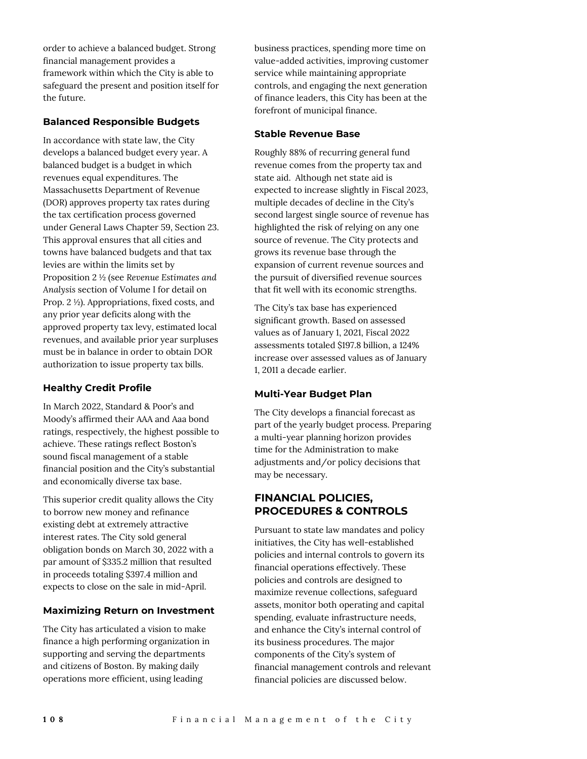order to achieve a balanced budget. Strong financial management provides a framework within which the City is able to safeguard the present and position itself for the future.

### Balanced Responsible Budgets

In accordance with state law, the City develops a balanced budget every year. A balanced budget is a budget in which revenues equal expenditures. The Massachusetts Department of Revenue (DOR) approves property tax rates during the tax certification process governed under General Laws Chapter 59, Section 23. This approval ensures that all cities and towns have balanced budgets and that tax levies are within the limits set by Proposition 2 ½ (see *Revenue Estimates and Analysis* section of Volume I for detail on Prop. 2 ½). Appropriations, fixed costs, and any prior year deficits along with the approved property tax levy, estimated local revenues, and available prior year surpluses must be in balance in order to obtain DOR authorization to issue property tax bills.

### Healthy Credit Profile

In March 2022, Standard & Poor's and Moody's affirmed their AAA and Aaa bond ratings, respectively, the highest possible to achieve. These ratings reflect Boston's sound fiscal management of a stable financial position and the City's substantial and economically diverse tax base.

This superior credit quality allows the City to borrow new money and refinance existing debt at extremely attractive interest rates. The City sold general obligation bonds on March 30, 2022 with a par amount of $335.2 million that resulted in proceeds totaling $397.4 million and expects to close on the sale in mid-April.

### Maximizing Return on Investment

The City has articulated a vision to make finance a high performing organization in supporting and serving the departments and citizens of Boston. By making daily operations more efficient, using leading business practices, spending more time on value-added activities, improving customer service while maintaining appropriate controls, and engaging the next generation of finance leaders, this City has been at the forefront of municipal finance.

### Stable Revenue Base

Roughly 88% of recurring general fund revenue comes from the property tax and state aid. Although net state aid is expected to increase slightly in Fiscal 2023, multiple decades of decline in the City's second largest single source of revenue has highlighted the risk of relying on any one source of revenue. The City protects and grows its revenue base through the expansion of current revenue sources and the pursuit of diversified revenue sources that fit well with its economic strengths.

The City's tax base has experienced significant growth. Based on assessed values as of January 1, 2021, Fiscal 2022 assessments totaled $197.8 billion, a 124% increase over assessed values as of January 1, 2011 a decade earlier.

### Multi-Year Budget Plan

The City develops a financial forecast as part of the yearly budget process. Preparing a multi-year planning horizon provides time for the Administration to make adjustments and/or policy decisions that may be necessary.

## FINANCIAL POLICIES, PROCEDURES & CONTROLS

Pursuant to state law mandates and policy initiatives, the City has well-established policies and internal controls to govern its financial operations effectively. These policies and controls are designed to maximize revenue collections, safeguard assets, monitor both operating and capital spending, evaluate infrastructure needs, and enhance the City's internal control of its business procedures. The major components of the City's system of financial management controls and relevant financial policies are discussed below.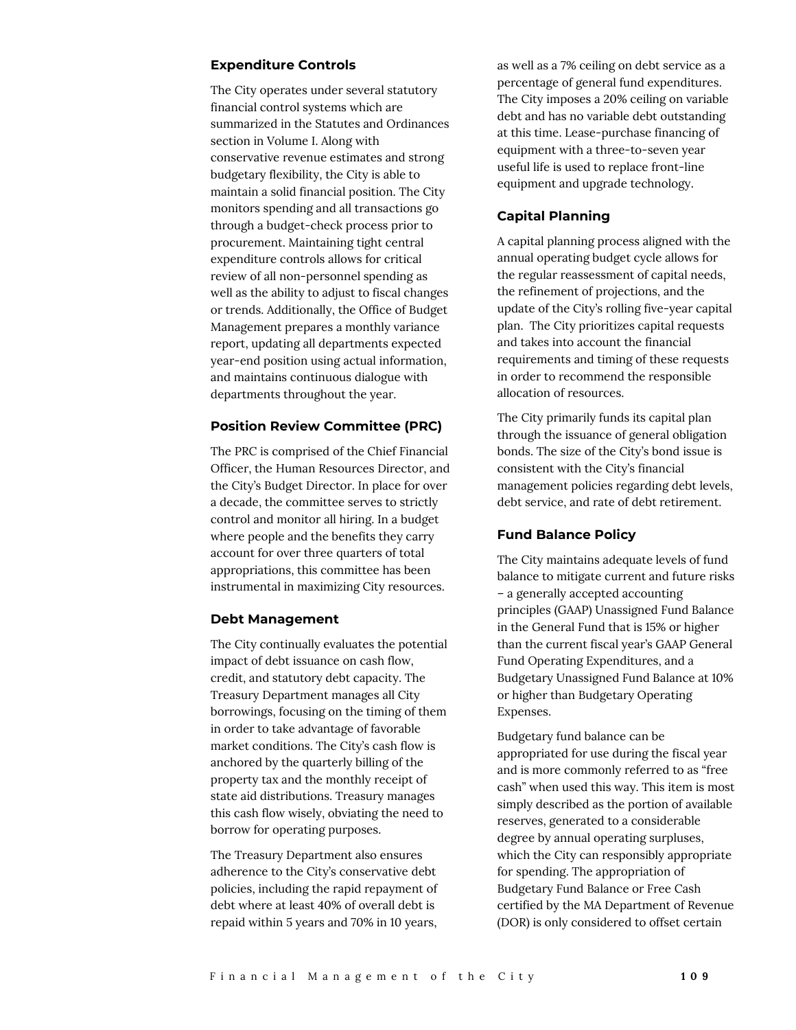### Expenditure Controls

The City operates under several statutory financial control systems which are summarized in the Statutes and Ordinances section in Volume I. Along with conservative revenue estimates and strong budgetary flexibility, the City is able to maintain a solid financial position. The City monitors spending and all transactions go through a budget-check process prior to procurement. Maintaining tight central expenditure controls allows for critical review of all non-personnel spending as well as the ability to adjust to fiscal changes or trends. Additionally, the Office of Budget Management prepares a monthly variance report, updating all departments expected year-end position using actual information, and maintains continuous dialogue with departments throughout the year.

### Position Review Committee (PRC)

The PRC is comprised of the Chief Financial Officer, the Human Resources Director, and the City's Budget Director. In place for over a decade, the committee serves to strictly control and monitor all hiring. In a budget where people and the benefits they carry account for over three quarters of total appropriations, this committee has been instrumental in maximizing City resources.

### Debt Management

The City continually evaluates the potential impact of debt issuance on cash flow, credit, and statutory debt capacity. The Treasury Department manages all City borrowings, focusing on the timing of them in order to take advantage of favorable market conditions. The City's cash flow is anchored by the quarterly billing of the property tax and the monthly receipt of state aid distributions. Treasury manages this cash flow wisely, obviating the need to borrow for operating purposes.

The Treasury Department also ensures adherence to the City's conservative debt policies, including the rapid repayment of debt where at least 40% of overall debt is repaid within 5 years and 70% in 10 years, as well as a 7% ceiling on debt service as a percentage of general fund expenditures. The City imposes a 20% ceiling on variable debt and has no variable debt outstanding at this time. Lease-purchase financing of equipment with a three-to-seven year useful life is used to replace front-line equipment and upgrade technology.

### Capital Planning

A capital planning process aligned with the annual operating budget cycle allows for the regular reassessment of capital needs, the refinement of projections, and the update of the City's rolling five-year capital plan. The City prioritizes capital requests and takes into account the financial requirements and timing of these requests in order to recommend the responsible allocation of resources.

The City primarily funds its capital plan through the issuance of general obligation bonds. The size of the City's bond issue is consistent with the City's financial management policies regarding debt levels, debt service, and rate of debt retirement.

### Fund Balance Policy

The City maintains adequate levels of fund balance to mitigate current and future risks – a generally accepted accounting principles (GAAP) Unassigned Fund Balance in the General Fund that is 15% or higher than the current fiscal year's GAAP General Fund Operating Expenditures, and a Budgetary Unassigned Fund Balance at 10% or higher than Budgetary Operating Expenses.

Budgetary fund balance can be appropriated for use during the fiscal year and is more commonly referred to as "free cash" when used this way. This item is most simply described as the portion of available reserves, generated to a considerable degree by annual operating surpluses, which the City can responsibly appropriate for spending. The appropriation of Budgetary Fund Balance or Free Cash certified by the MA Department of Revenue (DOR) is only considered to offset certain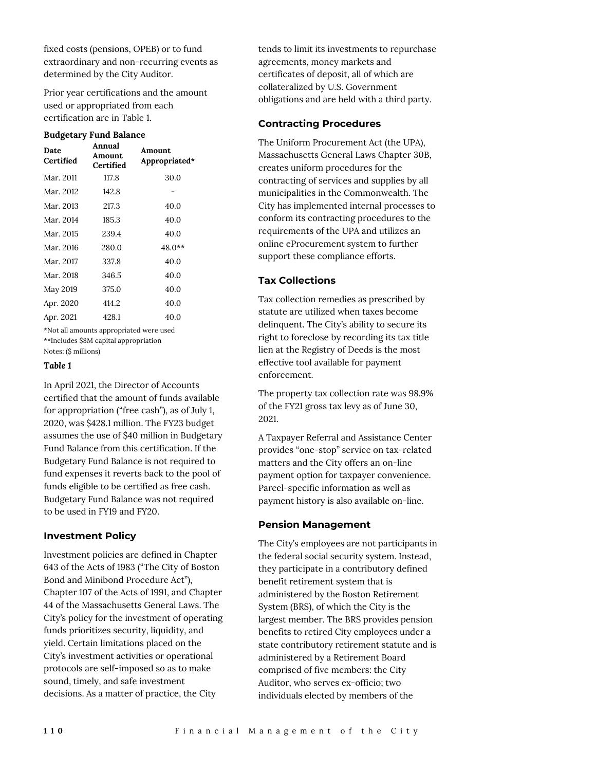fixed costs (pensions, OPEB) or to fund extraordinary and non-recurring events as determined by the City Auditor.

Prior year certifications and the amount used or appropriated from each certification are in Table 1.

**Budgetary Fund Balance**

| Date Certified | Annual Amount Certified | Amount Appropriated* |
|---|---|---|
| Mar. 2011 | 117.8 | 30.0 |
| Mar. 2012 | 142.8 | - |
| Mar. 2013 | 217.3 | 40.0 |
| Mar. 2014 | 185.3 | 40.0 |
| Mar. 2015 | 239.4 | 40.0 |
| Mar. 2016 | 280.0 | 48.0** |
| Mar. 2017 | 337.8 | 40.0 |
| Mar. 2018 | 346.5 | 40.0 |
| May 2019 | 375.0 | 40.0 |
| Apr. 2020 | 414.2 | 40.0 |
| Apr. 2021 | 428.1 | 40.0 |

*Not all amounts appropriated were used
**Includes $8M capital appropriation
Notes: ($ millions)

***Table 1***

In April 2021, the Director of Accounts certified that the amount of funds available for appropriation ("free cash"), as of July 1, 2020, was $428.1 million. The FY23 budget assumes the use of $40 million in Budgetary Fund Balance from this certification. If the Budgetary Fund Balance is not required to fund expenses it reverts back to the pool of funds eligible to be certified as free cash. Budgetary Fund Balance was not required to be used in FY19 and FY20.

## Investment Policy

Investment policies are defined in Chapter 643 of the Acts of 1983 ("The City of Boston Bond and Minibond Procedure Act"), Chapter 107 of the Acts of 1991, and Chapter 44 of the Massachusetts General Laws. The City's policy for the investment of operating funds prioritizes security, liquidity, and yield. Certain limitations placed on the City's investment activities or operational protocols are self-imposed so as to make sound, timely, and safe investment decisions. As a matter of practice, the City tends to limit its investments to repurchase agreements, money markets and certificates of deposit, all of which are collateralized by U.S. Government obligations and are held with a third party.

## Contracting Procedures

The Uniform Procurement Act (the UPA), Massachusetts General Laws Chapter 30B, creates uniform procedures for the contracting of services and supplies by all municipalities in the Commonwealth. The City has implemented internal processes to conform its contracting procedures to the requirements of the UPA and utilizes an online eProcurement system to further support these compliance efforts.

## Tax Collections

Tax collection remedies as prescribed by statute are utilized when taxes become delinquent. The City's ability to secure its right to foreclose by recording its tax title lien at the Registry of Deeds is the most effective tool available for payment enforcement.

The property tax collection rate was 98.9% of the FY21 gross tax levy as of June 30, 2021.

A Taxpayer Referral and Assistance Center provides "one-stop" service on tax-related matters and the City offers an on-line payment option for taxpayer convenience. Parcel-specific information as well as payment history is also available on-line.

## Pension Management

The City's employees are not participants in the federal social security system. Instead, they participate in a contributory defined benefit retirement system that is administered by the Boston Retirement System (BRS), of which the City is the largest member. The BRS provides pension benefits to retired City employees under a state contributory retirement statute and is administered by a Retirement Board comprised of five members: the City Auditor, who serves ex-officio; two individuals elected by members of the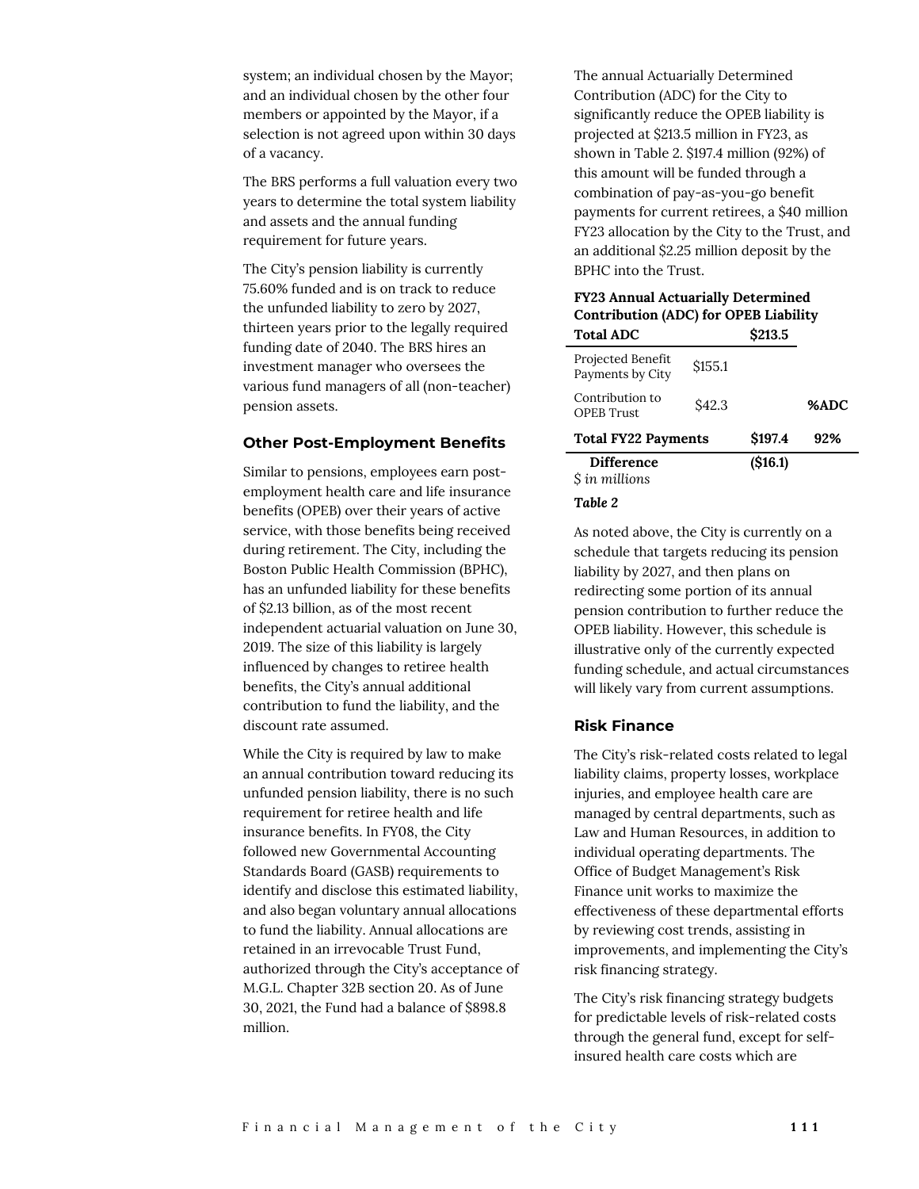system; an individual chosen by the Mayor; and an individual chosen by the other four members or appointed by the Mayor, if a selection is not agreed upon within 30 days of a vacancy.

The BRS performs a full valuation every two years to determine the total system liability and assets and the annual funding requirement for future years.

The City's pension liability is currently 75.60% funded and is on track to reduce the unfunded liability to zero by 2027, thirteen years prior to the legally required funding date of 2040. The BRS hires an investment manager who oversees the various fund managers of all (non-teacher) pension assets.

### Other Post-Employment Benefits

Similar to pensions, employees earn post-employment health care and life insurance benefits (OPEB) over their years of active service, with those benefits being received during retirement. The City, including the Boston Public Health Commission (BPHC), has an unfunded liability for these benefits of $2.13 billion, as of the most recent independent actuarial valuation on June 30, 2019. The size of this liability is largely influenced by changes to retiree health benefits, the City's annual additional contribution to fund the liability, and the discount rate assumed.

While the City is required by law to make an annual contribution toward reducing its unfunded pension liability, there is no such requirement for retiree health and life insurance benefits. In FY08, the City followed new Governmental Accounting Standards Board (GASB) requirements to identify and disclose this estimated liability, and also began voluntary annual allocations to fund the liability. Annual allocations are retained in an irrevocable Trust Fund, authorized through the City's acceptance of M.G.L. Chapter 32B section 20. As of June 30, 2021, the Fund had a balance of $898.8 million.

The annual Actuarially Determined Contribution (ADC) for the City to significantly reduce the OPEB liability is projected at $213.5 million in FY23, as shown in Table 2. $197.4 million (92%) of this amount will be funded through a combination of pay-as-you-go benefit payments for current retirees, a $40 million FY23 allocation by the City to the Trust, and an additional $2.25 million deposit by the BPHC into the Trust.

**FY23 Annual Actuarially Determined Contribution (ADC) for OPEB Liability**

| **Total ADC** | | **$213.5** | |
|---|---|---|---|
| Projected Benefit Payments by City | $155.1 | | |
| Contribution to OPEB Trust | $42.3 | | **%ADC** |
| **Total FY22 Payments** | | **$197.4** | **92%** |
| **Difference** | | **($16.1)** | |

*$ in millions*

***Table 2***

As noted above, the City is currently on a schedule that targets reducing its pension liability by 2027, and then plans on redirecting some portion of its annual pension contribution to further reduce the OPEB liability. However, this schedule is illustrative only of the currently expected funding schedule, and actual circumstances will likely vary from current assumptions.

### Risk Finance

The City's risk-related costs related to legal liability claims, property losses, workplace injuries, and employee health care are managed by central departments, such as Law and Human Resources, in addition to individual operating departments. The Office of Budget Management's Risk Finance unit works to maximize the effectiveness of these departmental efforts by reviewing cost trends, assisting in improvements, and implementing the City's risk financing strategy.

The City's risk financing strategy budgets for predictable levels of risk-related costs through the general fund, except for self-insured health care costs which are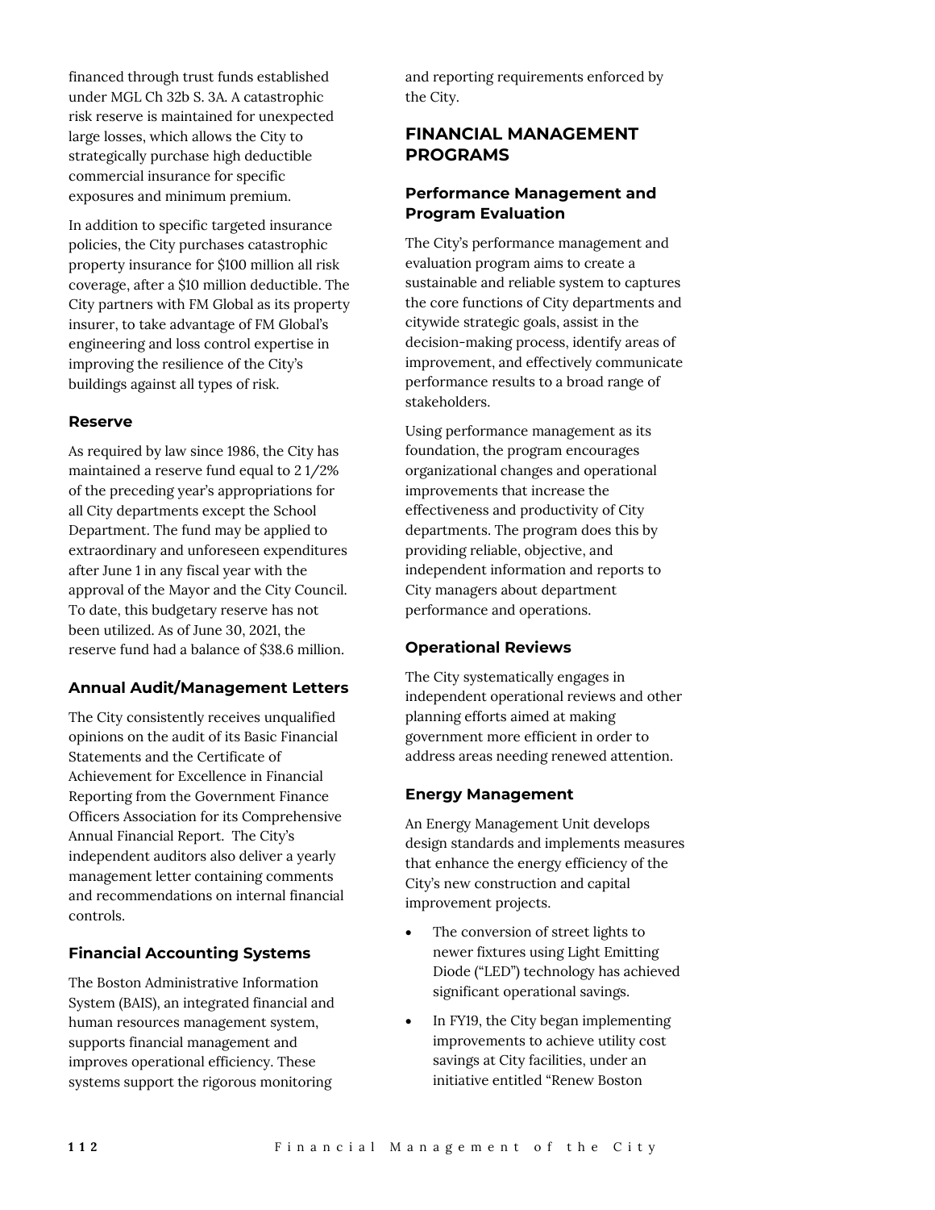financed through trust funds established under MGL Ch 32b S. 3A. A catastrophic risk reserve is maintained for unexpected large losses, which allows the City to strategically purchase high deductible commercial insurance for specific exposures and minimum premium.

In addition to specific targeted insurance policies, the City purchases catastrophic property insurance for $100 million all risk coverage, after a $10 million deductible. The City partners with FM Global as its property insurer, to take advantage of FM Global's engineering and loss control expertise in improving the resilience of the City's buildings against all types of risk.

### Reserve

As required by law since 1986, the City has maintained a reserve fund equal to 2 1/2% of the preceding year's appropriations for all City departments except the School Department. The fund may be applied to extraordinary and unforeseen expenditures after June 1 in any fiscal year with the approval of the Mayor and the City Council. To date, this budgetary reserve has not been utilized. As of June 30, 2021, the reserve fund had a balance of $38.6 million.

### Annual Audit/Management Letters

The City consistently receives unqualified opinions on the audit of its Basic Financial Statements and the Certificate of Achievement for Excellence in Financial Reporting from the Government Finance Officers Association for its Comprehensive Annual Financial Report. The City's independent auditors also deliver a yearly management letter containing comments and recommendations on internal financial controls.

### Financial Accounting Systems

The Boston Administrative Information System (BAIS), an integrated financial and human resources management system, supports financial management and improves operational efficiency. These systems support the rigorous monitoring and reporting requirements enforced by the City.

## FINANCIAL MANAGEMENT PROGRAMS

### Performance Management and Program Evaluation

The City's performance management and evaluation program aims to create a sustainable and reliable system to captures the core functions of City departments and citywide strategic goals, assist in the decision-making process, identify areas of improvement, and effectively communicate performance results to a broad range of stakeholders.

Using performance management as its foundation, the program encourages organizational changes and operational improvements that increase the effectiveness and productivity of City departments. The program does this by providing reliable, objective, and independent information and reports to City managers about department performance and operations.

### Operational Reviews

The City systematically engages in independent operational reviews and other planning efforts aimed at making government more efficient in order to address areas needing renewed attention.

### Energy Management

An Energy Management Unit develops design standards and implements measures that enhance the energy efficiency of the City's new construction and capital improvement projects.

- The conversion of street lights to newer fixtures using Light Emitting Diode ("LED") technology has achieved significant operational savings.
- In FY19, the City began implementing improvements to achieve utility cost savings at City facilities, under an initiative entitled "Renew Boston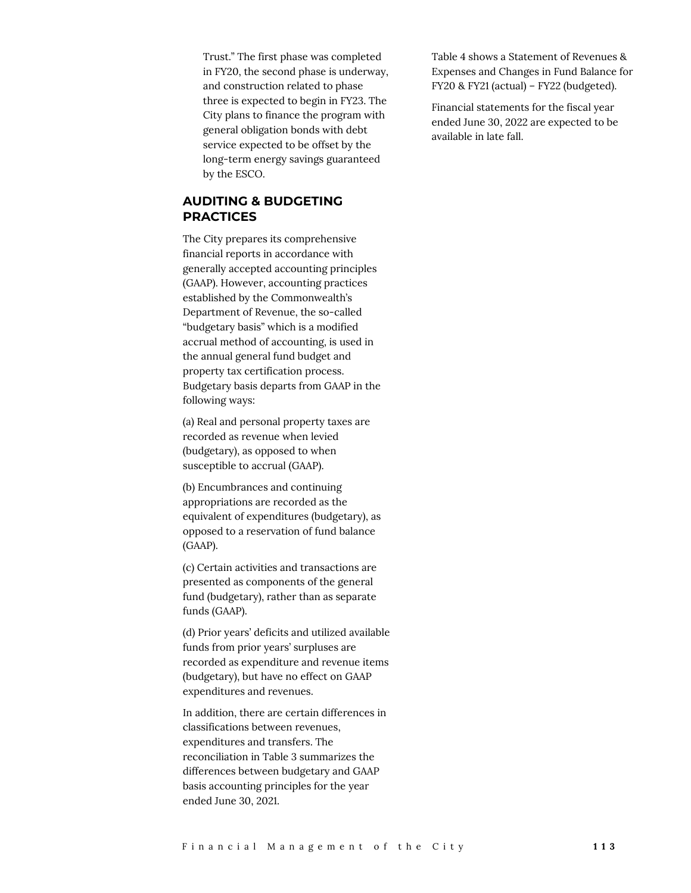Trust." The first phase was completed in FY20, the second phase is underway, and construction related to phase three is expected to begin in FY23. The City plans to finance the program with general obligation bonds with debt service expected to be offset by the long-term energy savings guaranteed by the ESCO.

## AUDITING & BUDGETING PRACTICES

The City prepares its comprehensive financial reports in accordance with generally accepted accounting principles (GAAP). However, accounting practices established by the Commonwealth's Department of Revenue, the so-called "budgetary basis" which is a modified accrual method of accounting, is used in the annual general fund budget and property tax certification process. Budgetary basis departs from GAAP in the following ways:

(a) Real and personal property taxes are recorded as revenue when levied (budgetary), as opposed to when susceptible to accrual (GAAP).

(b) Encumbrances and continuing appropriations are recorded as the equivalent of expenditures (budgetary), as opposed to a reservation of fund balance (GAAP).

(c) Certain activities and transactions are presented as components of the general fund (budgetary), rather than as separate funds (GAAP).

(d) Prior years' deficits and utilized available funds from prior years' surpluses are recorded as expenditure and revenue items (budgetary), but have no effect on GAAP expenditures and revenues.

In addition, there are certain differences in classifications between revenues, expenditures and transfers. The reconciliation in Table 3 summarizes the differences between budgetary and GAAP basis accounting principles for the year ended June 30, 2021.

Table 4 shows a Statement of Revenues & Expenses and Changes in Fund Balance for FY20 & FY21 (actual) – FY22 (budgeted).

Financial statements for the fiscal year ended June 30, 2022 are expected to be available in late fall.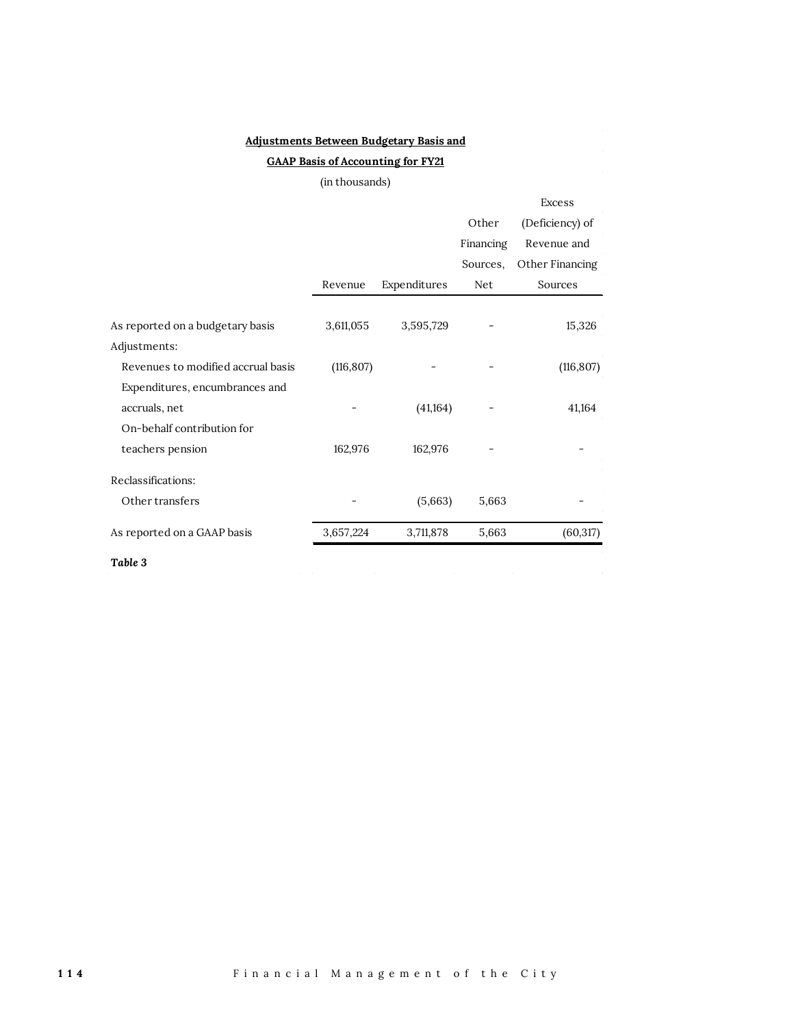**Adjustments Between Budgetary Basis and**

**GAAP Basis of Accounting for FY21**

(in thousands)

| | Revenue | Expenditures | Other Financing Sources, Net | Excess (Deficiency) of Revenue and Other Financing Sources |
|---|---|---|---|---|
| As reported on a budgetary basis | 3,611,055 | 3,595,729 | - | 15,326 |
| Adjustments: | | | | |
| Revenues to modified accrual basis | (116,807) | - | - | (116,807) |
| Expenditures, encumbrances and accruals, net | - | (41,164) | - | 41,164 |
| On-behalf contribution for teachers pension | 162,976 | 162,976 | - | - |
| Reclassifications: | | | | |
| Other transfers | - | (5,663) | 5,663 | - |
| As reported on a GAAP basis | 3,657,224 | 3,711,878 | 5,663 | (60,317) |

***Table 3***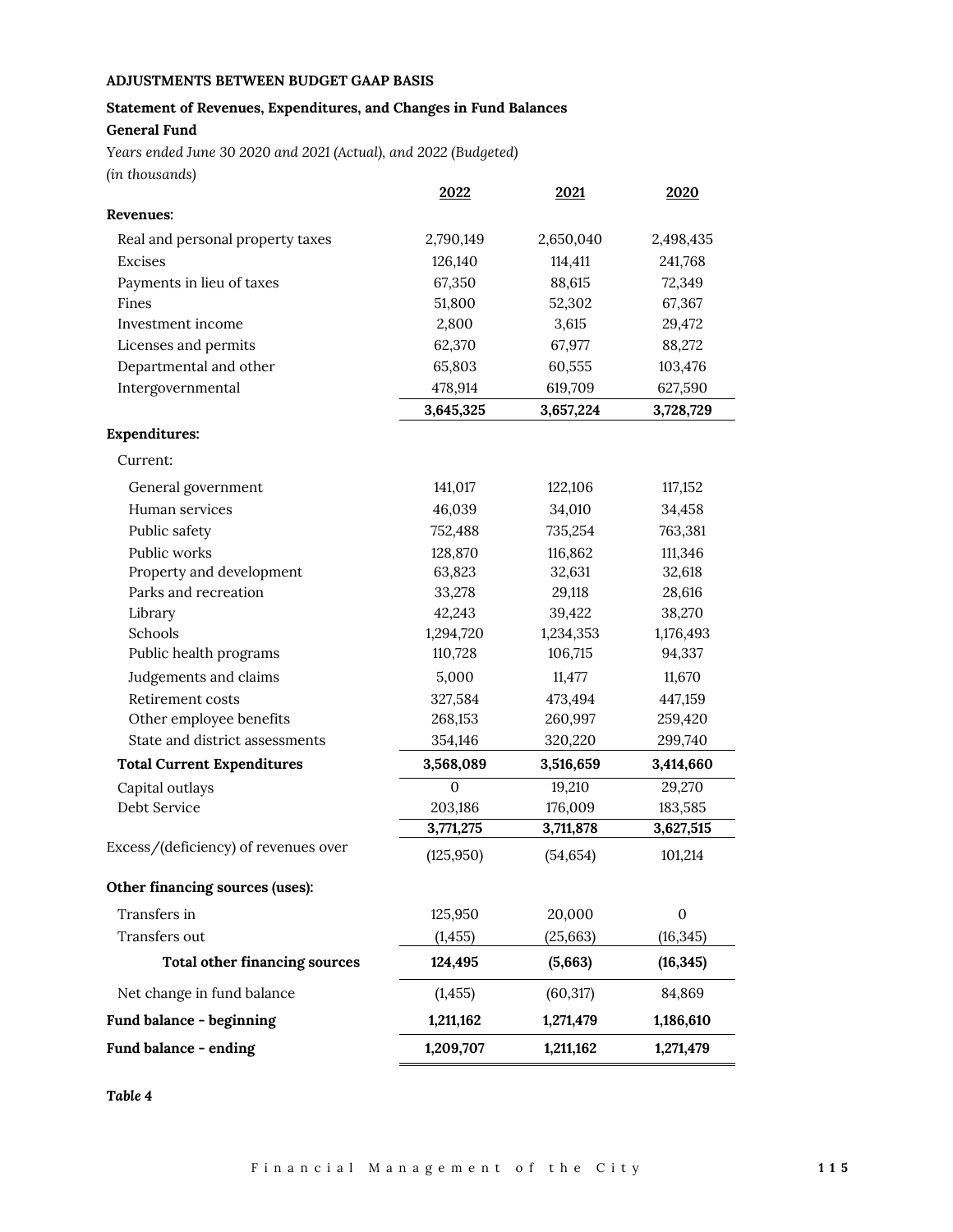**ADJUSTMENTS BETWEEN BUDGET GAAP BASIS**

**Statement of Revenues, Expenditures, and Changes in Fund Balances**

**General Fund**

*Years ended June 30 2020 and 2021 (Actual), and 2022 (Budgeted)*

*(in thousands)*

| | 2022 | 2021 | 2020 |
|---|---|---|---|
| **Revenues:** | | | |
| Real and personal property taxes | 2,790,149 | 2,650,040 | 2,498,435 |
| Excises | 126,140 | 114,411 | 241,768 |
| Payments in lieu of taxes | 67,350 | 88,615 | 72,349 |
| Fines | 51,800 | 52,302 | 67,367 |
| Investment income | 2,800 | 3,615 | 29,472 |
| Licenses and permits | 62,370 | 67,977 | 88,272 |
| Departmental and other | 65,803 | 60,555 | 103,476 |
| Intergovernmental | 478,914 | 619,709 | 627,590 |
| | **3,645,325** | **3,657,224** | **3,728,729** |
| **Expenditures:** | | | |
| Current: | | | |
| General government | 141,017 | 122,106 | 117,152 |
| Human services | 46,039 | 34,010 | 34,458 |
| Public safety | 752,488 | 735,254 | 763,381 |
| Public works | 128,870 | 116,862 | 111,346 |
| Property and development | 63,823 | 32,631 | 32,618 |
| Parks and recreation | 33,278 | 29,118 | 28,616 |
| Library | 42,243 | 39,422 | 38,270 |
| Schools | 1,294,720 | 1,234,353 | 1,176,493 |
| Public health programs | 110,728 | 106,715 | 94,337 |
| Judgements and claims | 5,000 | 11,477 | 11,670 |
| Retirement costs | 327,584 | 473,494 | 447,159 |
| Other employee benefits | 268,153 | 260,997 | 259,420 |
| State and district assessments | 354,146 | 320,220 | 299,740 |
| **Total Current Expenditures** | **3,568,089** | **3,516,659** | **3,414,660** |
| Capital outlays | 0 | 19,210 | 29,270 |
| Debt Service | 203,186 | 176,009 | 183,585 |
| | **3,771,275** | **3,711,878** | **3,627,515** |
| Excess/(deficiency) of revenues over | (125,950) | (54,654) | 101,214 |
| **Other financing sources (uses):** | | | |
| Transfers in | 125,950 | 20,000 | 0 |
| Transfers out | (1,455) | (25,663) | (16,345) |
| **Total other financing sources** | **124,495** | **(5,663)** | **(16,345)** |
| Net change in fund balance | (1,455) | (60,317) | 84,869 |
| **Fund balance - beginning** | **1,211,162** | **1,271,479** | **1,186,610** |
| **Fund balance - ending** | **1,209,707** | **1,211,162** | **1,271,479** |

***Table 4***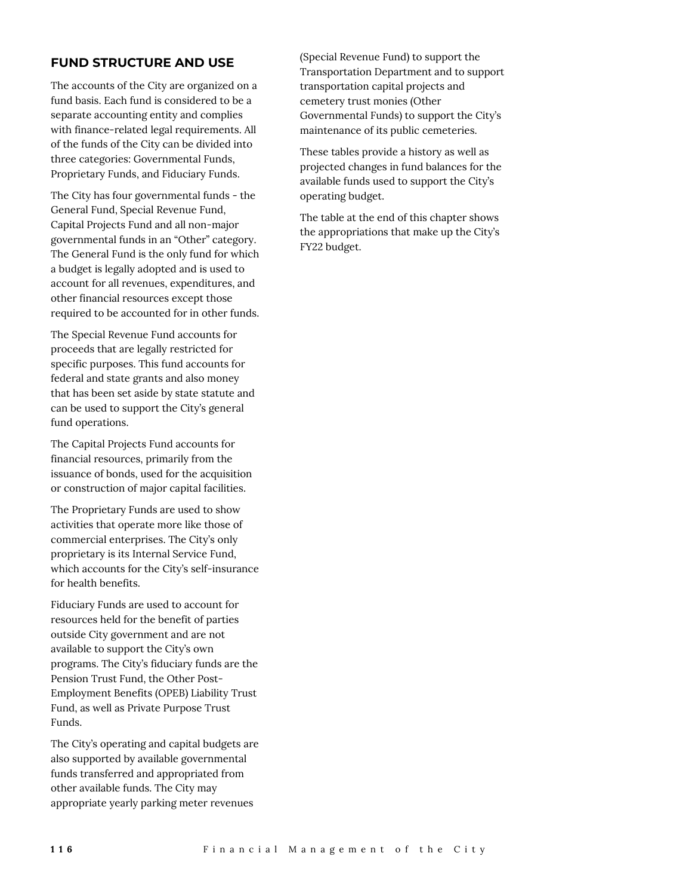## FUND STRUCTURE AND USE

The accounts of the City are organized on a fund basis. Each fund is considered to be a separate accounting entity and complies with finance-related legal requirements. All of the funds of the City can be divided into three categories: Governmental Funds, Proprietary Funds, and Fiduciary Funds.

The City has four governmental funds - the General Fund, Special Revenue Fund, Capital Projects Fund and all non-major governmental funds in an "Other" category. The General Fund is the only fund for which a budget is legally adopted and is used to account for all revenues, expenditures, and other financial resources except those required to be accounted for in other funds.

The Special Revenue Fund accounts for proceeds that are legally restricted for specific purposes. This fund accounts for federal and state grants and also money that has been set aside by state statute and can be used to support the City's general fund operations.

The Capital Projects Fund accounts for financial resources, primarily from the issuance of bonds, used for the acquisition or construction of major capital facilities.

The Proprietary Funds are used to show activities that operate more like those of commercial enterprises. The City's only proprietary is its Internal Service Fund, which accounts for the City's self-insurance for health benefits.

Fiduciary Funds are used to account for resources held for the benefit of parties outside City government and are not available to support the City's own programs. The City's fiduciary funds are the Pension Trust Fund, the Other Post-Employment Benefits (OPEB) Liability Trust Fund, as well as Private Purpose Trust Funds.

The City's operating and capital budgets are also supported by available governmental funds transferred and appropriated from other available funds. The City may appropriate yearly parking meter revenues (Special Revenue Fund) to support the Transportation Department and to support transportation capital projects and cemetery trust monies (Other Governmental Funds) to support the City's maintenance of its public cemeteries.

These tables provide a history as well as projected changes in fund balances for the available funds used to support the City's operating budget.

The table at the end of this chapter shows the appropriations that make up the City's FY22 budget.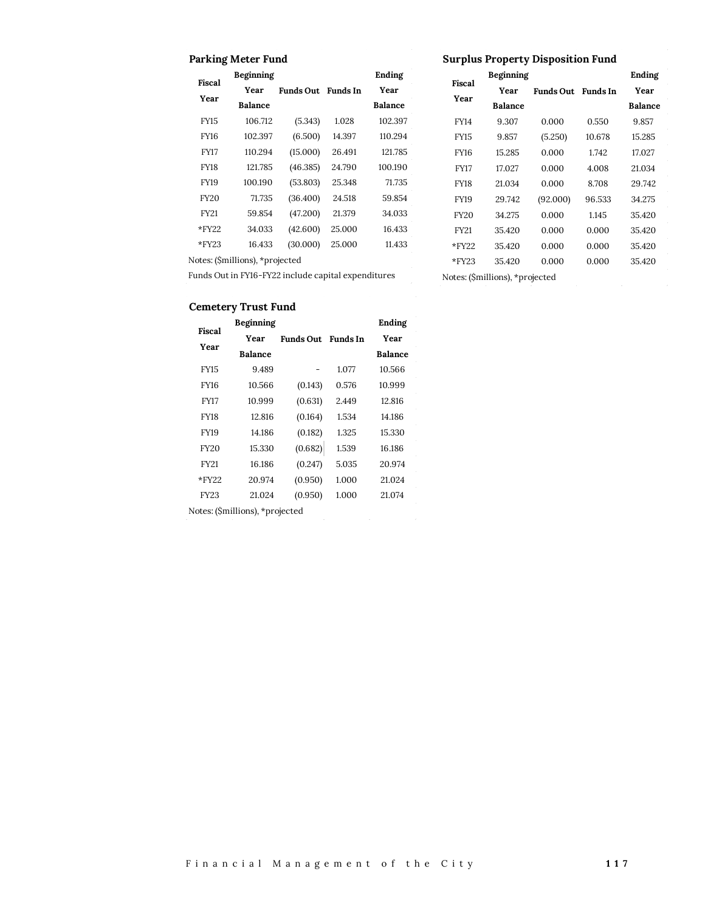### Parking Meter Fund

| Fiscal Year | Beginning Year Balance | Funds Out | Funds In | Ending Year Balance |
|---|---|---|---|---|
| FY15 | 106.712 | (5.343) | 1.028 | 102.397 |
| FY16 | 102.397 | (6.500) | 14.397 | 110.294 |
| FY17 | 110.294 | (15.000) | 26.491 | 121.785 |
| FY18 | 121.785 | (46.385) | 24.790 | 100.190 |
| FY19 | 100.190 | (53.803) | 25.348 | 71.735 |
| FY20 | 71.735 | (36.400) | 24.518 | 59.854 |
| FY21 | 59.854 | (47.200) | 21.379 | 34.033 |
| *FY22 | 34.033 | (42.600) | 25.000 | 16.433 |
| *FY23 | 16.433 | (30.000) | 25.000 | 11.433 |

Notes: ($millions), *projected

Funds Out in FY16-FY22 include capital expenditures

### Surplus Property Disposition Fund

| Fiscal Year | Beginning Year Balance | Funds Out | Funds In | Ending Year Balance |
|---|---|---|---|---|
| FY14 | 9.307 | 0.000 | 0.550 | 9.857 |
| FY15 | 9.857 | (5.250) | 10.678 | 15.285 |
| FY16 | 15.285 | 0.000 | 1.742 | 17.027 |
| FY17 | 17.027 | 0.000 | 4.008 | 21.034 |
| FY18 | 21.034 | 0.000 | 8.708 | 29.742 |
| FY19 | 29.742 | (92.000) | 96.533 | 34.275 |
| FY20 | 34.275 | 0.000 | 1.145 | 35.420 |
| FY21 | 35.420 | 0.000 | 0.000 | 35.420 |
| *FY22 | 35.420 | 0.000 | 0.000 | 35.420 |
| *FY23 | 35.420 | 0.000 | 0.000 | 35.420 |

Notes: ($millions), *projected

### Cemetery Trust Fund

| Fiscal Year | Beginning Year Balance | Funds Out | Funds In | Ending Year Balance |
|---|---|---|---|---|
| FY15 | 9.489 | - | 1.077 | 10.566 |
| FY16 | 10.566 | (0.143) | 0.576 | 10.999 |
| FY17 | 10.999 | (0.631) | 2.449 | 12.816 |
| FY18 | 12.816 | (0.164) | 1.534 | 14.186 |
| FY19 | 14.186 | (0.182) | 1.325 | 15.330 |
| FY20 | 15.330 | (0.682) | 1.539 | 16.186 |
| FY21 | 16.186 | (0.247) | 5.035 | 20.974 |
| *FY22 | 20.974 | (0.950) | 1.000 | 21.024 |
| FY23 | 21.024 | (0.950) | 1.000 | 21.074 |

Notes: ($millions), *projected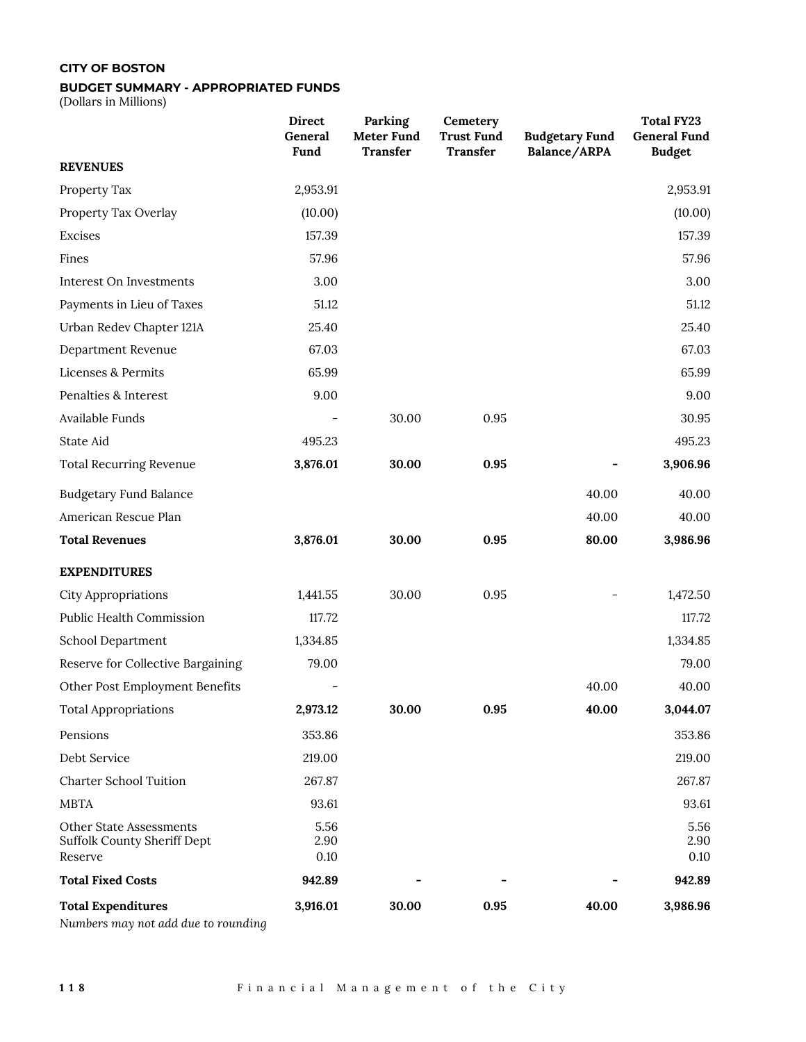**CITY OF BOSTON**

**BUDGET SUMMARY - APPROPRIATED FUNDS**

(Dollars in Millions)

| | Direct General Fund | Parking Meter Fund Transfer | Cemetery Trust Fund Transfer | Budgetary Fund Balance/ARPA | Total FY23 General Fund Budget |
|---|---|---|---|---|---|
| **REVENUES** | | | | | |
| Property Tax | 2,953.91 | | | | 2,953.91 |
| Property Tax Overlay | (10.00) | | | | (10.00) |
| Excises | 157.39 | | | | 157.39 |
| Fines | 57.96 | | | | 57.96 |
| Interest On Investments | 3.00 | | | | 3.00 |
| Payments in Lieu of Taxes | 51.12 | | | | 51.12 |
| Urban Redev Chapter 121A | 25.40 | | | | 25.40 |
| Department Revenue | 67.03 | | | | 67.03 |
| Licenses & Permits | 65.99 | | | | 65.99 |
| Penalties & Interest | 9.00 | | | | 9.00 |
| Available Funds | - | 30.00 | 0.95 | | 30.95 |
| State Aid | 495.23 | | | | 495.23 |
| Total Recurring Revenue | **3,876.01** | **30.00** | **0.95** | **-** | **3,906.96** |
| Budgetary Fund Balance | | | | 40.00 | 40.00 |
| American Rescue Plan | | | | 40.00 | 40.00 |
| **Total Revenues** | **3,876.01** | **30.00** | **0.95** | **80.00** | **3,986.96** |
| **EXPENDITURES** | | | | | |
| City Appropriations | 1,441.55 | 30.00 | 0.95 | - | 1,472.50 |
| Public Health Commission | 117.72 | | | | 117.72 |
| School Department | 1,334.85 | | | | 1,334.85 |
| Reserve for Collective Bargaining | 79.00 | | | | 79.00 |
| Other Post Employment Benefits | - | | | 40.00 | 40.00 |
| Total Appropriations | **2,973.12** | **30.00** | **0.95** | **40.00** | **3,044.07** |
| Pensions | 353.86 | | | | 353.86 |
| Debt Service | 219.00 | | | | 219.00 |
| Charter School Tuition | 267.87 | | | | 267.87 |
| MBTA | 93.61 | | | | 93.61 |
| Other State Assessments | 5.56 | | | | 5.56 |
| Suffolk County Sheriff Dept | 2.90 | | | | 2.90 |
| Reserve | 0.10 | | | | 0.10 |
| **Total Fixed Costs** | **942.89** | **-** | **-** | **-** | **942.89** |
| **Total Expenditures** | **3,916.01** | **30.00** | **0.95** | **40.00** | **3,986.96** |

*Numbers may not add due to rounding*